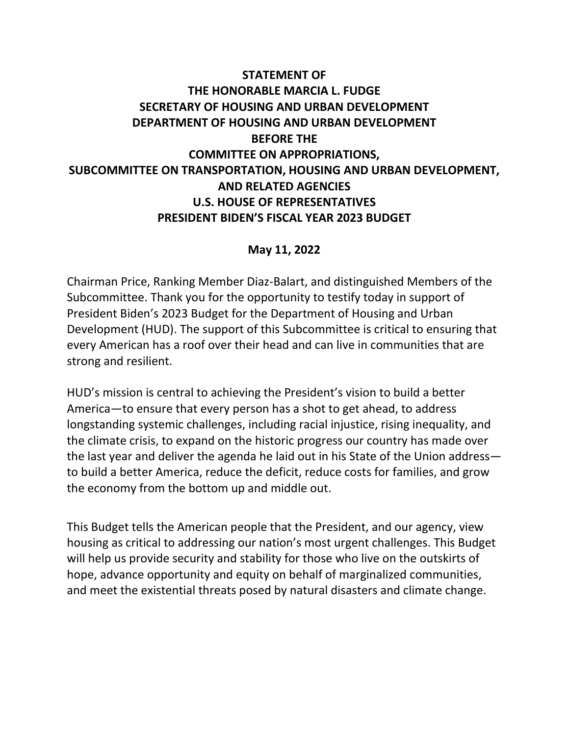**STATEMENT OF**
**THE HONORABLE MARCIA L. FUDGE**
**SECRETARY OF HOUSING AND URBAN DEVELOPMENT**
**DEPARTMENT OF HOUSING AND URBAN DEVELOPMENT**
**BEFORE THE**
**COMMITTEE ON APPROPRIATIONS,**
**SUBCOMMITTEE ON TRANSPORTATION, HOUSING AND URBAN DEVELOPMENT, AND RELATED AGENCIES**
**U.S. HOUSE OF REPRESENTATIVES**
**PRESIDENT BIDEN'S FISCAL YEAR 2023 BUDGET**

**May 11, 2022**

Chairman Price, Ranking Member Diaz-Balart, and distinguished Members of the Subcommittee. Thank you for the opportunity to testify today in support of President Biden's 2023 Budget for the Department of Housing and Urban Development (HUD). The support of this Subcommittee is critical to ensuring that every American has a roof over their head and can live in communities that are strong and resilient.

HUD's mission is central to achieving the President's vision to build a better America—to ensure that every person has a shot to get ahead, to address longstanding systemic challenges, including racial injustice, rising inequality, and the climate crisis, to expand on the historic progress our country has made over the last year and deliver the agenda he laid out in his State of the Union address—to build a better America, reduce the deficit, reduce costs for families, and grow the economy from the bottom up and middle out.

This Budget tells the American people that the President, and our agency, view housing as critical to addressing our nation's most urgent challenges. This Budget will help us provide security and stability for those who live on the outskirts of hope, advance opportunity and equity on behalf of marginalized communities, and meet the existential threats posed by natural disasters and climate change.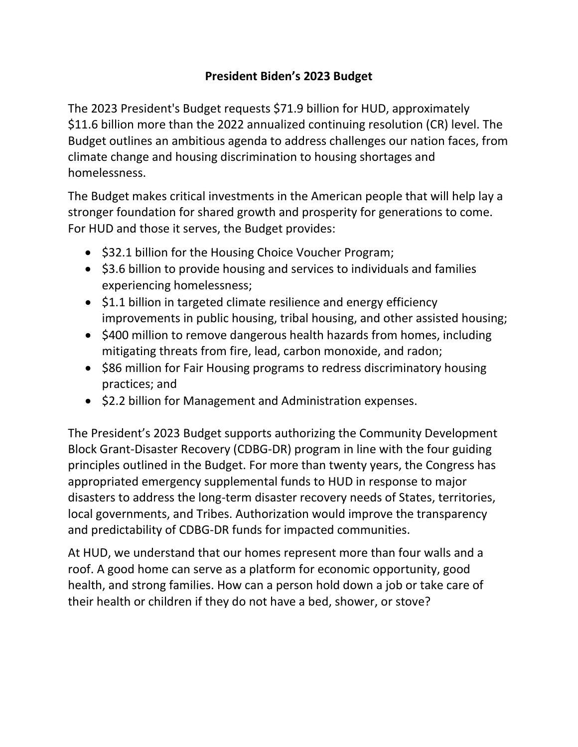## President Biden's 2023 Budget

The 2023 President's Budget requests $71.9 billion for HUD, approximately $11.6 billion more than the 2022 annualized continuing resolution (CR) level. The Budget outlines an ambitious agenda to address challenges our nation faces, from climate change and housing discrimination to housing shortages and homelessness.

The Budget makes critical investments in the American people that will help lay a stronger foundation for shared growth and prosperity for generations to come. For HUD and those it serves, the Budget provides:

- $32.1 billion for the Housing Choice Voucher Program;
- $3.6 billion to provide housing and services to individuals and families experiencing homelessness;
- $1.1 billion in targeted climate resilience and energy efficiency improvements in public housing, tribal housing, and other assisted housing;
- $400 million to remove dangerous health hazards from homes, including mitigating threats from fire, lead, carbon monoxide, and radon;
- $86 million for Fair Housing programs to redress discriminatory housing practices; and
- $2.2 billion for Management and Administration expenses.

The President's 2023 Budget supports authorizing the Community Development Block Grant-Disaster Recovery (CDBG-DR) program in line with the four guiding principles outlined in the Budget. For more than twenty years, the Congress has appropriated emergency supplemental funds to HUD in response to major disasters to address the long-term disaster recovery needs of States, territories, local governments, and Tribes. Authorization would improve the transparency and predictability of CDBG-DR funds for impacted communities.

At HUD, we understand that our homes represent more than four walls and a roof. A good home can serve as a platform for economic opportunity, good health, and strong families. How can a person hold down a job or take care of their health or children if they do not have a bed, shower, or stove?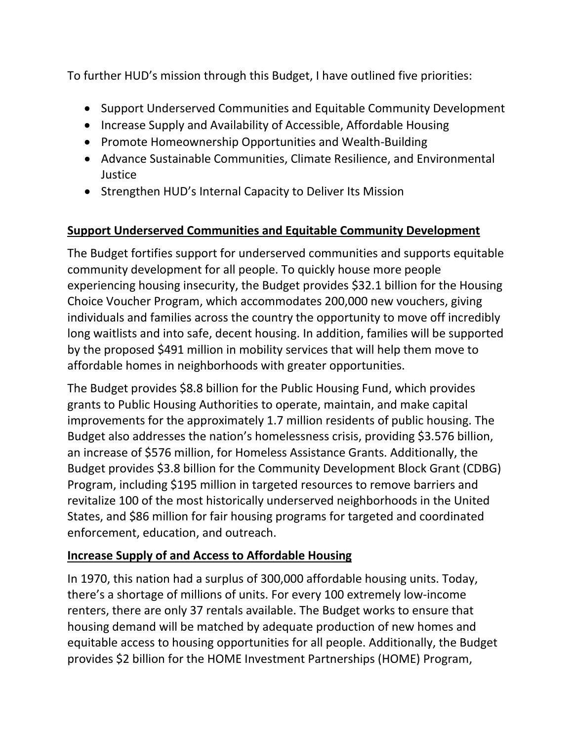To further HUD's mission through this Budget, I have outlined five priorities:

- Support Underserved Communities and Equitable Community Development
- Increase Supply and Availability of Accessible, Affordable Housing
- Promote Homeownership Opportunities and Wealth-Building
- Advance Sustainable Communities, Climate Resilience, and Environmental Justice
- Strengthen HUD's Internal Capacity to Deliver Its Mission

## Support Underserved Communities and Equitable Community Development

The Budget fortifies support for underserved communities and supports equitable community development for all people. To quickly house more people experiencing housing insecurity, the Budget provides $32.1 billion for the Housing Choice Voucher Program, which accommodates 200,000 new vouchers, giving individuals and families across the country the opportunity to move off incredibly long waitlists and into safe, decent housing. In addition, families will be supported by the proposed $491 million in mobility services that will help them move to affordable homes in neighborhoods with greater opportunities.

The Budget provides $8.8 billion for the Public Housing Fund, which provides grants to Public Housing Authorities to operate, maintain, and make capital improvements for the approximately 1.7 million residents of public housing. The Budget also addresses the nation's homelessness crisis, providing $3.576 billion, an increase of $576 million, for Homeless Assistance Grants. Additionally, the Budget provides $3.8 billion for the Community Development Block Grant (CDBG) Program, including $195 million in targeted resources to remove barriers and revitalize 100 of the most historically underserved neighborhoods in the United States, and $86 million for fair housing programs for targeted and coordinated enforcement, education, and outreach.

## Increase Supply of and Access to Affordable Housing

In 1970, this nation had a surplus of 300,000 affordable housing units. Today, there's a shortage of millions of units. For every 100 extremely low-income renters, there are only 37 rentals available. The Budget works to ensure that housing demand will be matched by adequate production of new homes and equitable access to housing opportunities for all people. Additionally, the Budget provides $2 billion for the HOME Investment Partnerships (HOME) Program,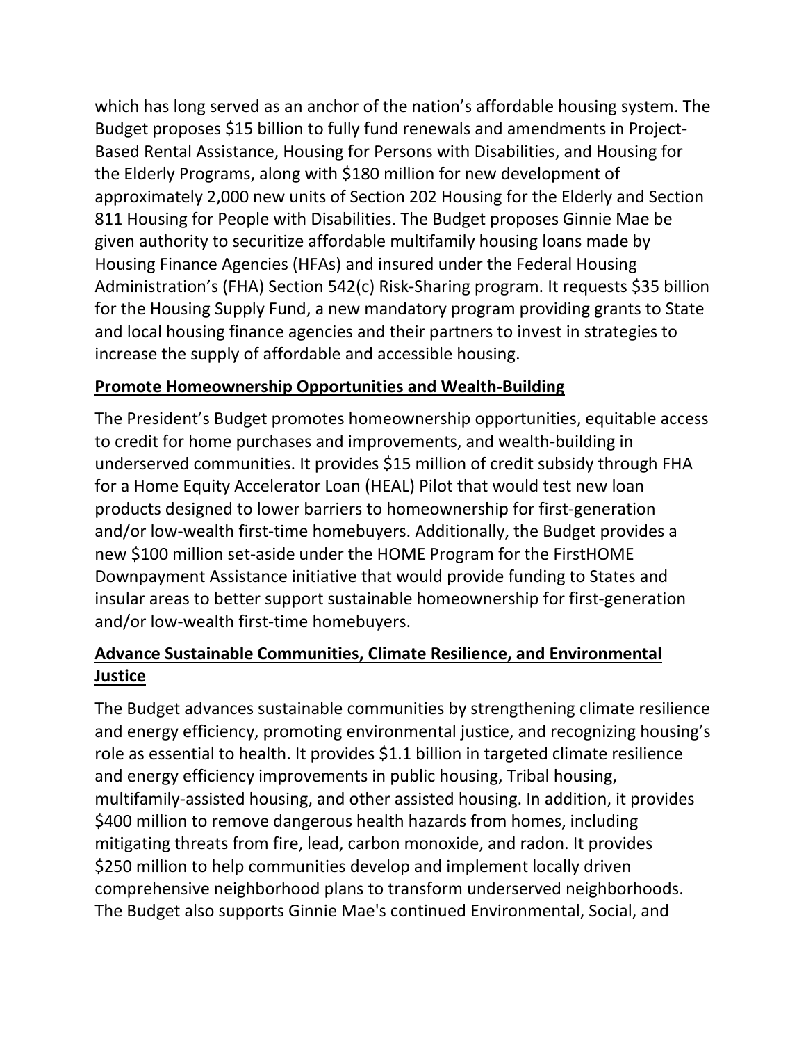which has long served as an anchor of the nation's affordable housing system. The Budget proposes $15 billion to fully fund renewals and amendments in Project-Based Rental Assistance, Housing for Persons with Disabilities, and Housing for the Elderly Programs, along with $180 million for new development of approximately 2,000 new units of Section 202 Housing for the Elderly and Section 811 Housing for People with Disabilities. The Budget proposes Ginnie Mae be given authority to securitize affordable multifamily housing loans made by Housing Finance Agencies (HFAs) and insured under the Federal Housing Administration's (FHA) Section 542(c) Risk-Sharing program. It requests $35 billion for the Housing Supply Fund, a new mandatory program providing grants to State and local housing finance agencies and their partners to invest in strategies to increase the supply of affordable and accessible housing.

**Promote Homeownership Opportunities and Wealth-Building**

The President's Budget promotes homeownership opportunities, equitable access to credit for home purchases and improvements, and wealth-building in underserved communities. It provides $15 million of credit subsidy through FHA for a Home Equity Accelerator Loan (HEAL) Pilot that would test new loan products designed to lower barriers to homeownership for first-generation and/or low-wealth first-time homebuyers. Additionally, the Budget provides a new $100 million set-aside under the HOME Program for the FirstHOME Downpayment Assistance initiative that would provide funding to States and insular areas to better support sustainable homeownership for first-generation and/or low-wealth first-time homebuyers.

**Advance Sustainable Communities, Climate Resilience, and Environmental Justice**

The Budget advances sustainable communities by strengthening climate resilience and energy efficiency, promoting environmental justice, and recognizing housing's role as essential to health. It provides $1.1 billion in targeted climate resilience and energy efficiency improvements in public housing, Tribal housing, multifamily-assisted housing, and other assisted housing. In addition, it provides $400 million to remove dangerous health hazards from homes, including mitigating threats from fire, lead, carbon monoxide, and radon. It provides $250 million to help communities develop and implement locally driven comprehensive neighborhood plans to transform underserved neighborhoods. The Budget also supports Ginnie Mae's continued Environmental, Social, and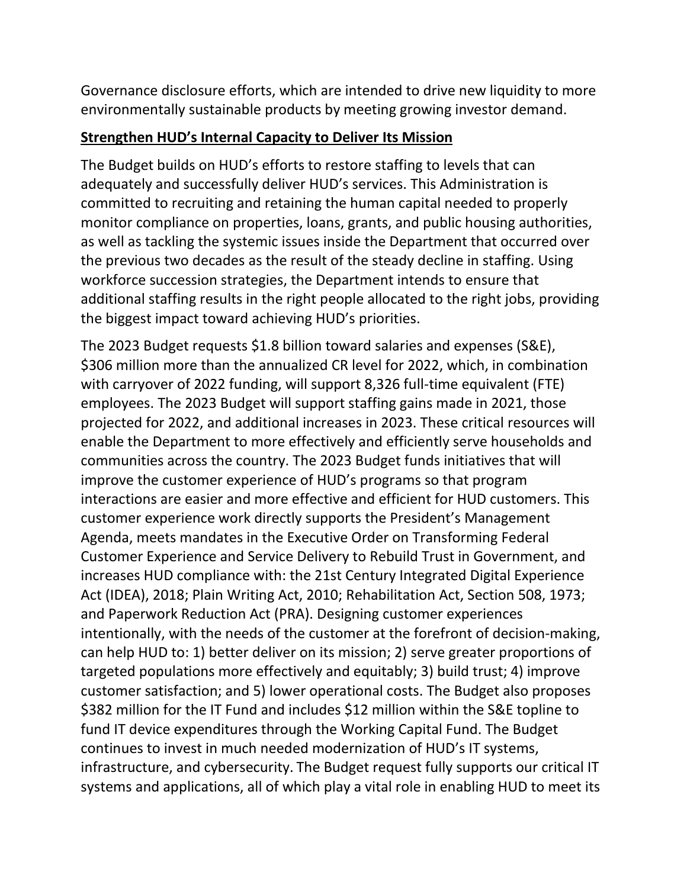Governance disclosure efforts, which are intended to drive new liquidity to more environmentally sustainable products by meeting growing investor demand.

## Strengthen HUD's Internal Capacity to Deliver Its Mission

The Budget builds on HUD's efforts to restore staffing to levels that can adequately and successfully deliver HUD's services. This Administration is committed to recruiting and retaining the human capital needed to properly monitor compliance on properties, loans, grants, and public housing authorities, as well as tackling the systemic issues inside the Department that occurred over the previous two decades as the result of the steady decline in staffing. Using workforce succession strategies, the Department intends to ensure that additional staffing results in the right people allocated to the right jobs, providing the biggest impact toward achieving HUD's priorities.

The 2023 Budget requests $1.8 billion toward salaries and expenses (S&E), $306 million more than the annualized CR level for 2022, which, in combination with carryover of 2022 funding, will support 8,326 full-time equivalent (FTE) employees. The 2023 Budget will support staffing gains made in 2021, those projected for 2022, and additional increases in 2023. These critical resources will enable the Department to more effectively and efficiently serve households and communities across the country. The 2023 Budget funds initiatives that will improve the customer experience of HUD's programs so that program interactions are easier and more effective and efficient for HUD customers. This customer experience work directly supports the President's Management Agenda, meets mandates in the Executive Order on Transforming Federal Customer Experience and Service Delivery to Rebuild Trust in Government, and increases HUD compliance with: the 21st Century Integrated Digital Experience Act (IDEA), 2018; Plain Writing Act, 2010; Rehabilitation Act, Section 508, 1973; and Paperwork Reduction Act (PRA). Designing customer experiences intentionally, with the needs of the customer at the forefront of decision-making, can help HUD to: 1) better deliver on its mission; 2) serve greater proportions of targeted populations more effectively and equitably; 3) build trust; 4) improve customer satisfaction; and 5) lower operational costs. The Budget also proposes $382 million for the IT Fund and includes $12 million within the S&E topline to fund IT device expenditures through the Working Capital Fund. The Budget continues to invest in much needed modernization of HUD's IT systems, infrastructure, and cybersecurity. The Budget request fully supports our critical IT systems and applications, all of which play a vital role in enabling HUD to meet its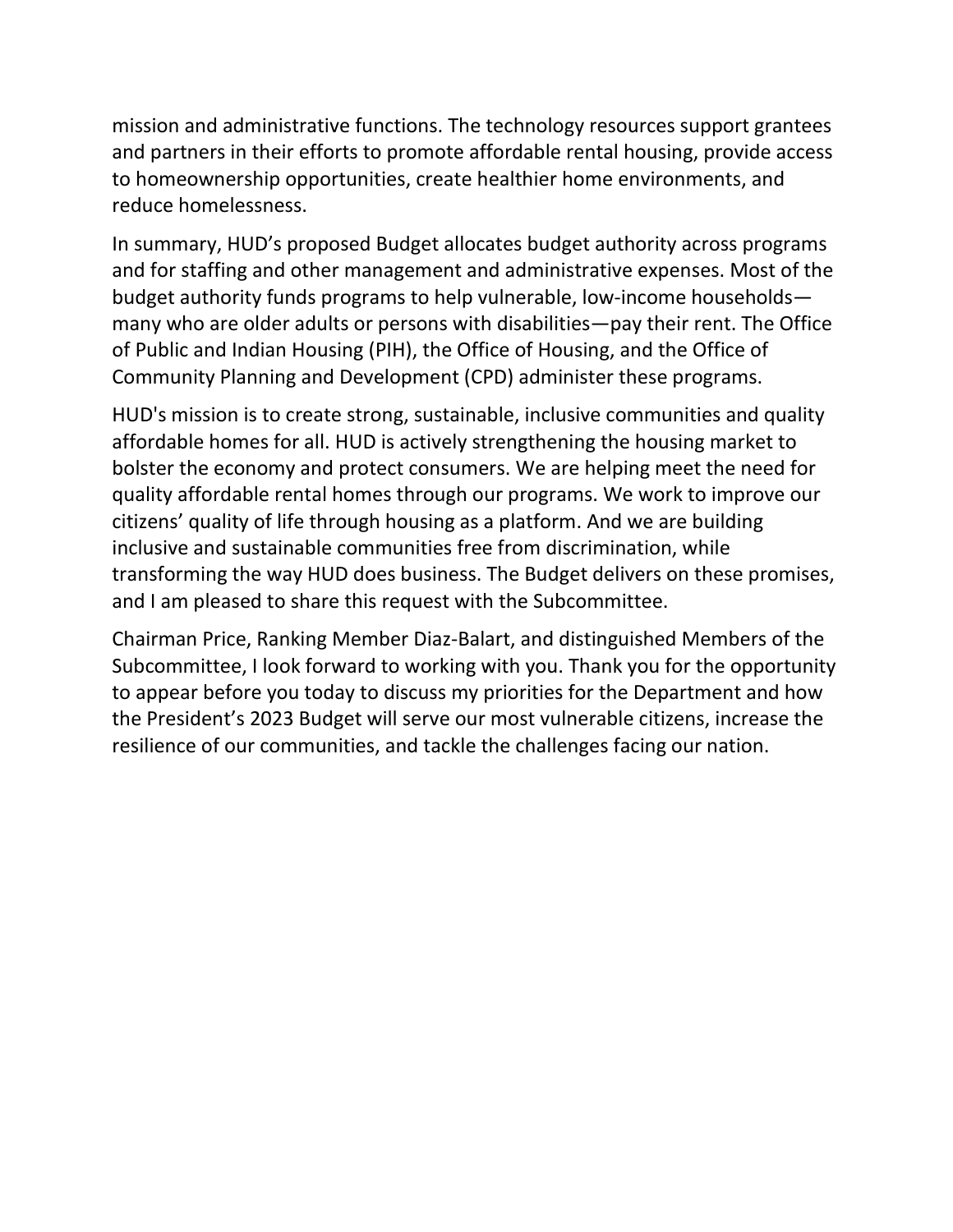mission and administrative functions. The technology resources support grantees and partners in their efforts to promote affordable rental housing, provide access to homeownership opportunities, create healthier home environments, and reduce homelessness.

In summary, HUD's proposed Budget allocates budget authority across programs and for staffing and other management and administrative expenses. Most of the budget authority funds programs to help vulnerable, low-income households—many who are older adults or persons with disabilities—pay their rent. The Office of Public and Indian Housing (PIH), the Office of Housing, and the Office of Community Planning and Development (CPD) administer these programs.

HUD's mission is to create strong, sustainable, inclusive communities and quality affordable homes for all. HUD is actively strengthening the housing market to bolster the economy and protect consumers. We are helping meet the need for quality affordable rental homes through our programs. We work to improve our citizens' quality of life through housing as a platform. And we are building inclusive and sustainable communities free from discrimination, while transforming the way HUD does business. The Budget delivers on these promises, and I am pleased to share this request with the Subcommittee.

Chairman Price, Ranking Member Diaz-Balart, and distinguished Members of the Subcommittee, I look forward to working with you. Thank you for the opportunity to appear before you today to discuss my priorities for the Department and how the President's 2023 Budget will serve our most vulnerable citizens, increase the resilience of our communities, and tackle the challenges facing our nation.